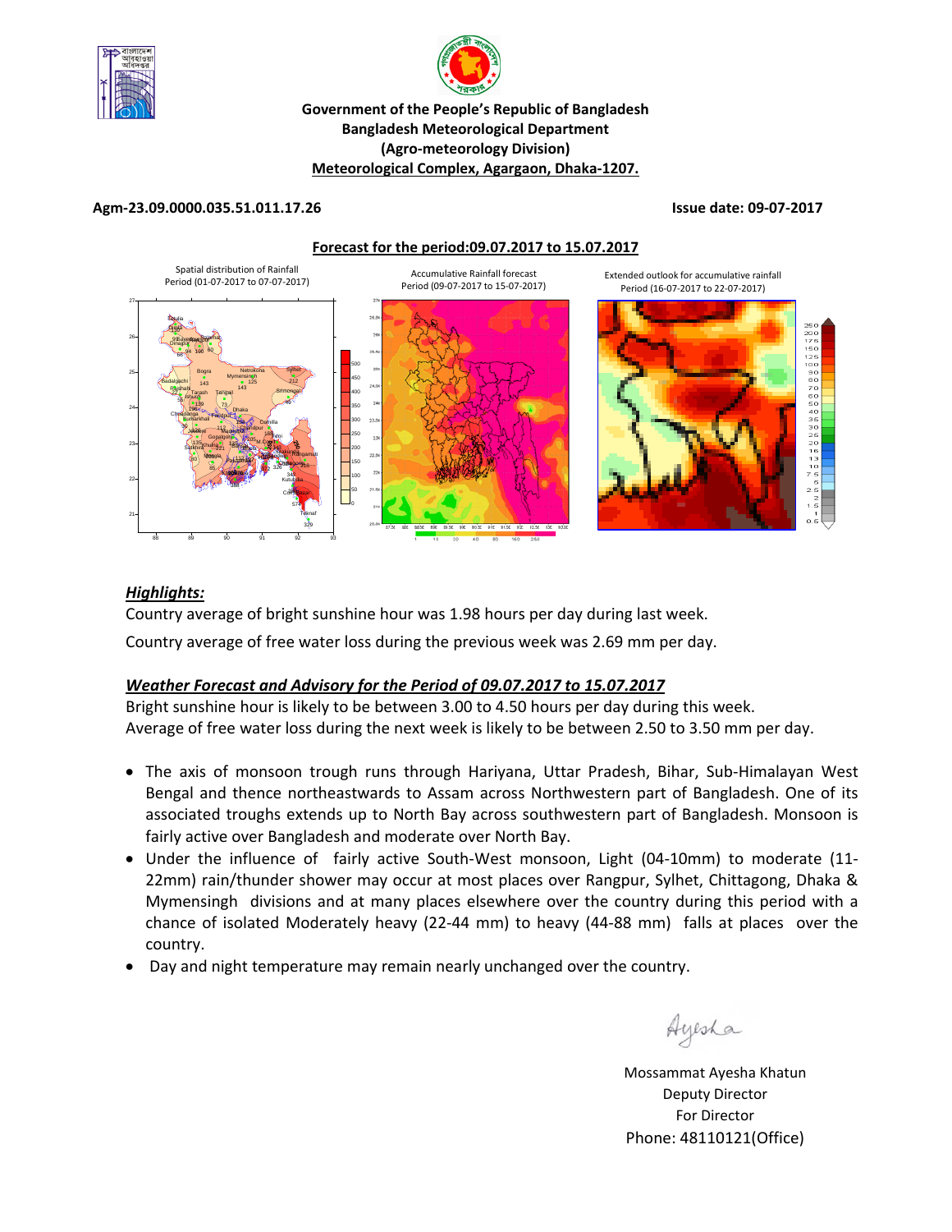**Government of the People's Republic of Bangladesh**
**Bangladesh Meteorological Department**
**(Agro-meteorology Division)**
**Meteorological Complex, Agargaon, Dhaka-1207.**

**Agm-23.09.0000.035.51.011.17.26** **Issue date: 09-07-2017**

**Forecast for the period:09.07.2017 to 15.07.2017**

Spatial distribution of Rainfall Period (01-07-2017 to 07-07-2017)

Accumulative Rainfall forecast Period (09-07-2017 to 15-07-2017)

Extended outlook for accumulative rainfall Period (16-07-2017 to 22-07-2017)

## *Highlights:*

Country average of bright sunshine hour was 1.98 hours per day during last week.

Country average of free water loss during the previous week was 2.69 mm per day.

## *Weather Forecast and Advisory for the Period of 09.07.2017 to 15.07.2017*

Bright sunshine hour is likely to be between 3.00 to 4.50 hours per day during this week.
Average of free water loss during the next week is likely to be between 2.50 to 3.50 mm per day.

- The axis of monsoon trough runs through Hariyana, Uttar Pradesh, Bihar, Sub-Himalayan West Bengal and thence northeastwards to Assam across Northwestern part of Bangladesh. One of its associated troughs extends up to North Bay across southwestern part of Bangladesh. Monsoon is fairly active over Bangladesh and moderate over North Bay.
- Under the influence of fairly active South-West monsoon, Light (04-10mm) to moderate (11-22mm) rain/thunder shower may occur at most places over Rangpur, Sylhet, Chittagong, Dhaka & Mymensingh divisions and at many places elsewhere over the country during this period with a chance of isolated Moderately heavy (22-44 mm) to heavy (44-88 mm) falls at places over the country.
- Day and night temperature may remain nearly unchanged over the country.

Ayesha

Mossammat Ayesha Khatun
Deputy Director
For Director
Phone: 48110121(Office)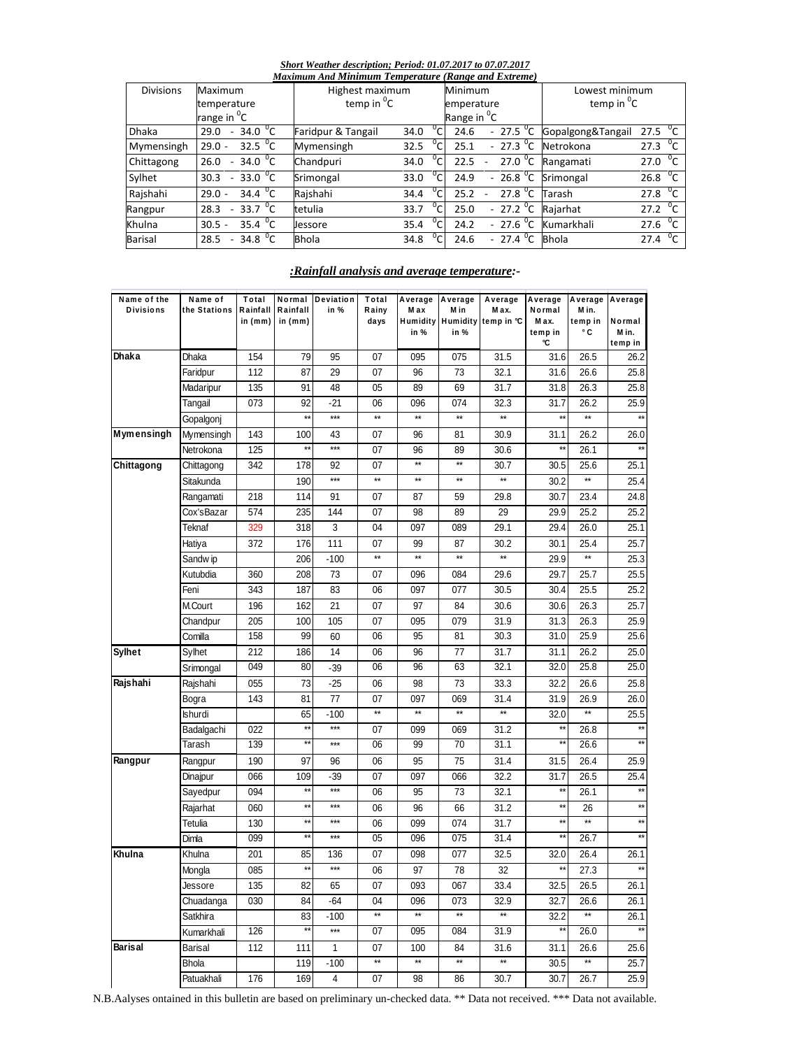***Short Weather description; Period: 01.07.2017 to 07.07.2017***

***Maximum And Minimum Temperature (Range and Extreme)***

| Divisions | Maximum temperature range in $^0$C | Highest maximum temp in $^0$C | | Minimum emperature Range in $^0$C | Lowest minimum temp in $^0$C | |
|---|---|---|---|---|---|---|
| Dhaka | 29.0 - 34.0 $^0$C | Faridpur & Tangail | 34.0 $^0$C | 24.6 - 27.5 $^0$C | Gopalgong&Tangail | 27.5 $^0$C |
| Mymensingh | 29.0 - 32.5 $^0$C | Mymensingh | 32.5 $^0$C | 25.1 - 27.3 $^0$C | Netrokona | 27.3 $^0$C |
| Chittagong | 26.0 - 34.0 $^0$C | Chandpuri | 34.0 $^0$C | 22.5 - 27.0 $^0$C | Rangamati | 27.0 $^0$C |
| Sylhet | 30.3 - 33.0 $^0$C | Srimongal | 33.0 $^0$C | 24.9 - 26.8 $^0$C | Srimongal | 26.8 $^0$C |
| Rajshahi | 29.0 - 34.4 $^0$C | Rajshahi | 34.4 $^0$C | 25.2 - 27.8 $^0$C | Tarash | 27.8 $^0$C |
| Rangpur | 28.3 - 33.7 $^0$C | tetulia | 33.7 $^0$C | 25.0 - 27.2 $^0$C | Rajarhat | 27.2 $^0$C |
| Khulna | 30.5 - 35.4 $^0$C | Jessore | 35.4 $^0$C | 24.2 - 27.6 $^0$C | Kumarkhali | 27.6 $^0$C |
| Barisal | 28.5 - 34.8 $^0$C | Bhola | 34.8 $^0$C | 24.6 - 27.4 $^0$C | Bhola | 27.4 $^0$C |

***:Rainfall analysis and average temperature:-***

| Name of the Divisions | Name of the Stations | Total Rainfall in (mm) | Normal Rainfall in (mm) | Deviation in % | Total Rainy days | Average Max Humidity in % | Average Min Humidity in % | Average Max. temp in ℃ | Average Normal Max. temp in ℃ | Average Min. temp in °C | Average Normal Min. temp in |
|---|---|---|---|---|---|---|---|---|---|---|---|
| **Dhaka** | Dhaka | 154 | 79 | 95 | 07 | 095 | 075 | 31.5 | 31.6 | 26.5 | 26.2 |
| | Faridpur | 112 | 87 | 29 | 07 | 96 | 73 | 32.1 | 31.6 | 26.6 | 25.8 |
| | Madaripur | 135 | 91 | 48 | 05 | 89 | 69 | 31.7 | 31.8 | 26.3 | 25.8 |
| | Tangail | 073 | 92 | -21 | 06 | 096 | 074 | 32.3 | 31.7 | 26.2 | 25.9 |
| | Gopalgonj | | ** | *** | ** | ** | ** | ** | ** | ** | ** |
| **Mymensingh** | Mymensingh | 143 | 100 | 43 | 07 | 96 | 81 | 30.9 | 31.1 | 26.2 | 26.0 |
| | Netrokona | 125 | ** | *** | 07 | 96 | 89 | 30.6 | ** | 26.1 | ** |
| **Chittagong** | Chittagong | 342 | 178 | 92 | 07 | ** | ** | 30.7 | 30.5 | 25.6 | 25.1 |
| | Sitakunda | | 190 | *** | ** | ** | ** | ** | 30.2 | ** | 25.4 |
| | Rangamati | 218 | 114 | 91 | 07 | 87 | 59 | 29.8 | 30.7 | 23.4 | 24.8 |
| | Cox'sBazar | 574 | 235 | 144 | 07 | 98 | 89 | 29 | 29.9 | 25.2 | 25.2 |
| | Teknaf | 329 | 318 | 3 | 04 | 097 | 089 | 29.1 | 29.4 | 26.0 | 25.1 |
| | Hatiya | 372 | 176 | 111 | 07 | 99 | 87 | 30.2 | 30.1 | 25.4 | 25.7 |
| | Sandwip | | 206 | -100 | ** | ** | ** | ** | 29.9 | ** | 25.3 |
| | Kutubdia | 360 | 208 | 73 | 07 | 096 | 084 | 29.6 | 29.7 | 25.7 | 25.5 |
| | Feni | 343 | 187 | 83 | 06 | 097 | 077 | 30.5 | 30.4 | 25.5 | 25.2 |
| | M.Court | 196 | 162 | 21 | 07 | 97 | 84 | 30.6 | 30.6 | 26.3 | 25.7 |
| | Chandpur | 205 | 100 | 105 | 07 | 095 | 079 | 31.9 | 31.3 | 26.3 | 25.9 |
| | Comilla | 158 | 99 | 60 | 06 | 95 | 81 | 30.3 | 31.0 | 25.9 | 25.6 |
| **Sylhet** | Sylhet | 212 | 186 | 14 | 06 | 96 | 77 | 31.7 | 31.1 | 26.2 | 25.0 |
| | Srimongal | 049 | 80 | -39 | 06 | 96 | 63 | 32.1 | 32.0 | 25.8 | 25.0 |
| **Rajshahi** | Rajshahi | 055 | 73 | -25 | 06 | 98 | 73 | 33.3 | 32.2 | 26.6 | 25.8 |
| | Bogra | 143 | 81 | 77 | 07 | 097 | 069 | 31.4 | 31.9 | 26.9 | 26.0 |
| | Ishurdi | | 65 | -100 | ** | ** | ** | ** | 32.0 | ** | 25.5 |
| | Badalgachi | 022 | ** | *** | 07 | 099 | 069 | 31.2 | ** | 26.8 | ** |
| | Tarash | 139 | ** | *** | 06 | 99 | 70 | 31.1 | ** | 26.6 | ** |
| **Rangpur** | Rangpur | 190 | 97 | 96 | 06 | 95 | 75 | 31.4 | 31.5 | 26.4 | 25.9 |
| | Dinajpur | 066 | 109 | -39 | 07 | 097 | 066 | 32.2 | 31.7 | 26.5 | 25.4 |
| | Sayedpur | 094 | ** | *** | 06 | 95 | 73 | 32.1 | ** | 26.1 | ** |
| | Rajarhat | 060 | ** | *** | 06 | 96 | 66 | 31.2 | ** | 26 | ** |
| | Tetulia | 130 | ** | *** | 06 | 099 | 074 | 31.7 | ** | ** | ** |
| | Dimla | 099 | ** | *** | 05 | 096 | 075 | 31.4 | ** | 26.7 | ** |
| **Khulna** | Khulna | 201 | 85 | 136 | 07 | 098 | 077 | 32.5 | 32.0 | 26.4 | 26.1 |
| | Mongla | 085 | ** | *** | 06 | 97 | 78 | 32 | ** | 27.3 | ** |
| | Jessore | 135 | 82 | 65 | 07 | 093 | 067 | 33.4 | 32.5 | 26.5 | 26.1 |
| | Chuadanga | 030 | 84 | -64 | 04 | 096 | 073 | 32.9 | 32.7 | 26.6 | 26.1 |
| | Satkhira | | 83 | -100 | ** | ** | ** | ** | 32.2 | ** | 26.1 |
| | Kumarkhali | 126 | ** | *** | 07 | 095 | 084 | 31.9 | ** | 26.0 | ** |
| **Barisal** | Barisal | 112 | 111 | 1 | 07 | 100 | 84 | 31.6 | 31.1 | 26.6 | 25.6 |
| | Bhola | | 119 | -100 | ** | ** | ** | ** | 30.5 | ** | 25.7 |
| | Patuakhali | 176 | 169 | 4 | 07 | 98 | 86 | 30.7 | 30.7 | 26.7 | 25.9 |

N.B.Aalyses ontained in this bulletin are based on preliminary un-checked data. ** Data not received. *** Data not available.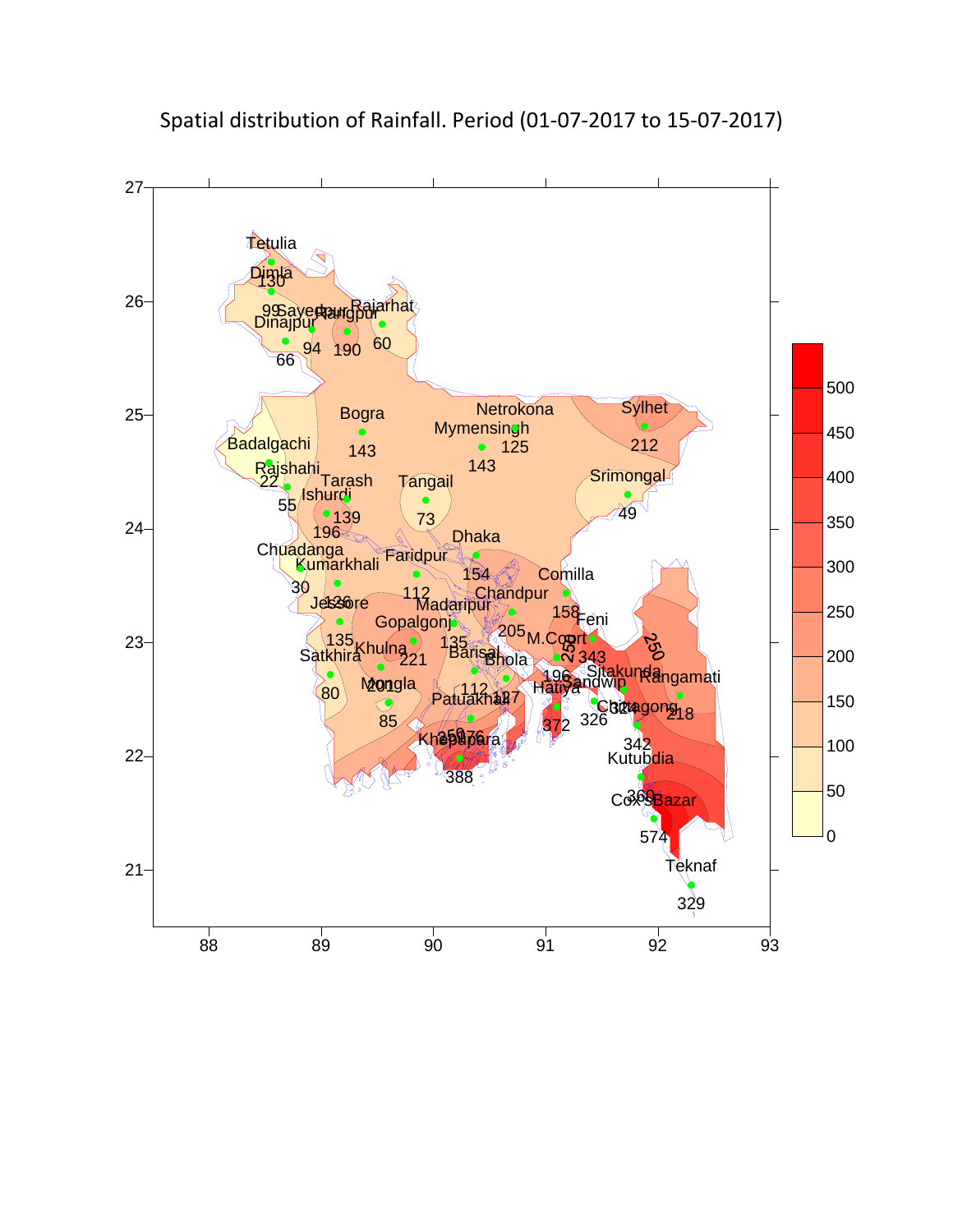Spatial distribution of Rainfall. Period (01-07-2017 to 15-07-2017)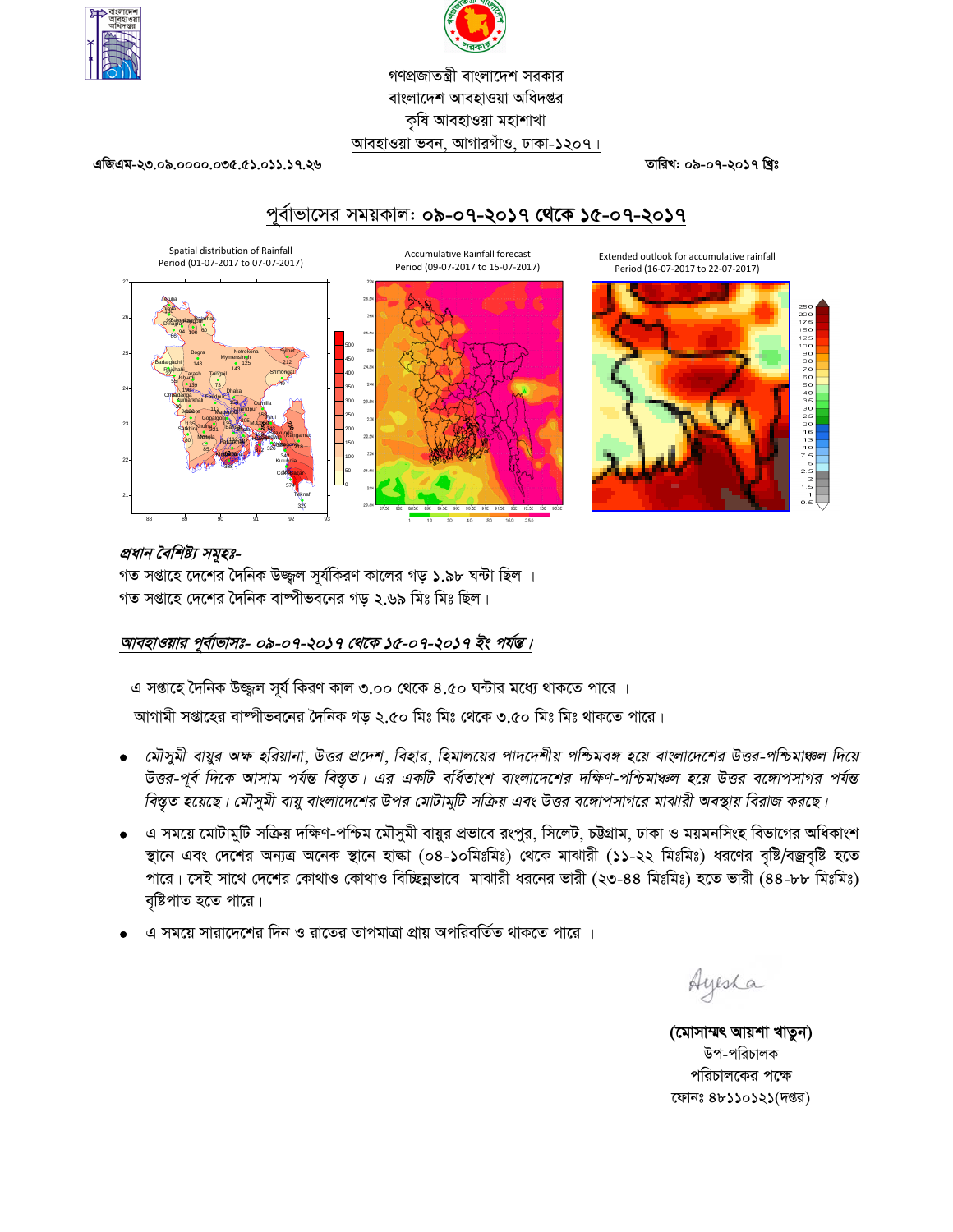গণপ্রজাতন্ত্রী বাংলাদেশ সরকার
বাংলাদেশ আবহাওয়া অধিদপ্তর
কৃষি আবহাওয়া মহাশাখা
আবহাওয়া ভবন, আগারগাঁও, ঢাকা-১২০৭।

এজিএম-২৩.০৯.০০০০.০৩৫.৫১.০১১.১৭.২৬ | তারিখ: ০৯-০৭-২০১৭ খ্রিঃ

## পূর্বাভাসের সময়কাল: ০৯-০৭-২০১৭ থেকে ১৫-০৭-২০১৭

Spatial distribution of Rainfall Period (01-07-2017 to 07-07-2017)

Accumulative Rainfall forecast Period (09-07-2017 to 15-07-2017)

Extended outlook for accumulative rainfall Period (16-07-2017 to 22-07-2017)

### *প্রধান বৈশিষ্ট্য সমূহঃ-*

গত সপ্তাহে দেশের দৈনিক উজ্জ্বল সূর্যকিরণ কালের গড় ১.৯৮ ঘন্টা ছিল ।
গত সপ্তাহে দেশের দৈনিক বাষ্পীভবনের গড় ২.৬৯ মিঃ মিঃ ছিল।

### *আবহাওয়ার পূর্বাভাসঃ- ০৯-০৭-২০১৭ থেকে ১৫-০৭-২০১৭ ইং পর্যন্ত।*

এ সপ্তাহে দৈনিক উজ্জ্বল সূর্য কিরণ কাল ৩.০০ থেকে ৪.৫০ ঘন্টার মধ্যে থাকতে পারে ।
আগামী সপ্তাহের বাষ্পীভবনের দৈনিক গড় ২.৫০ মিঃ মিঃ থেকে ৩.৫০ মিঃ মিঃ থাকতে পারে।

- *মৌসুমী বায়ুর অক্ষ হরিয়ানা, উত্তর প্রদেশ, বিহার, হিমালয়ের পাদদেশীয় পশ্চিমবঙ্গ হয়ে বাংলাদেশের উত্তর-পশ্চিমাঞ্চল দিয়ে উত্তর-পূর্ব দিকে আসাম পর্যন্ত বিস্তৃত। এর একটি বর্ধিতাংশ বাংলাদেশের দক্ষিণ-পশ্চিমাঞ্চল হয়ে উত্তর বঙ্গোপসাগর পর্যন্ত বিস্তৃত হয়েছে। মৌসুমী বায়ু বাংলাদেশের উপর মোটামুটি সক্রিয় এবং উত্তর বঙ্গোপসাগরে মাঝারী অবস্থায় বিরাজ করছে।*
- এ সময়ে মোটামুটি সক্রিয় দক্ষিণ-পশ্চিম মৌসুমী বায়ুর প্রভাবে রংপুর, সিলেট, চট্টগ্রাম, ঢাকা ও ময়মনসিংহ বিভাগের অধিকাংশ স্থানে এবং দেশের অন্যত্র অনেক স্থানে হাল্কা (০৪-১০মিঃমিঃ) থেকে মাঝারী (১১-২২ মিঃমিঃ) ধরণের বৃষ্টি/বজ্রবৃষ্টি হতে পারে। সেই সাথে দেশের কোথাও কোথাও বিচ্ছিন্নভাবে মাঝারী ধরনের ভারী (২৩-৪৪ মিঃমিঃ) হতে ভারী (৪৪-৮৮ মিঃমিঃ) বৃষ্টিপাত হতে পারে।
- এ সময়ে সারাদেশের দিন ও রাতের তাপমাত্রা প্রায় অপরিবর্তিত থাকতে পারে ।

Ayesha

**(মোসাম্মৎ আয়শা খাতুন)**
উপ-পরিচালক
পরিচালকের পক্ষে
ফোনঃ ৪৮১১০১২১(দপ্তর)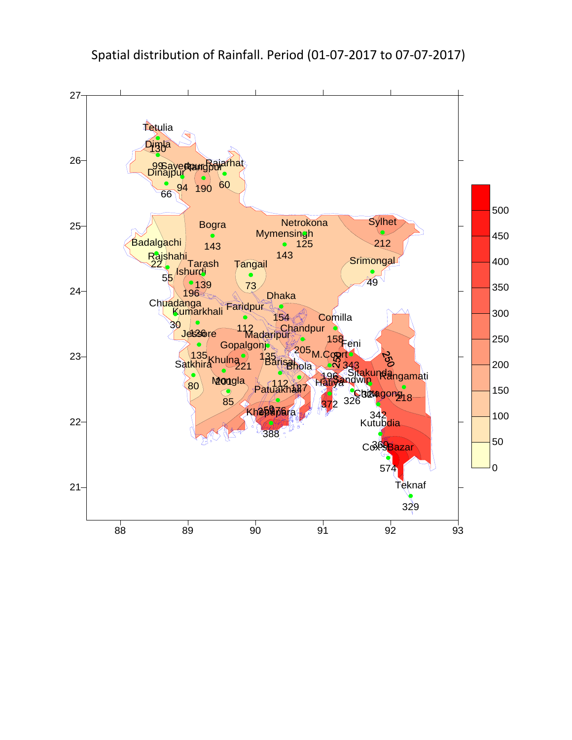Spatial distribution of Rainfall. Period (01-07-2017 to 07-07-2017)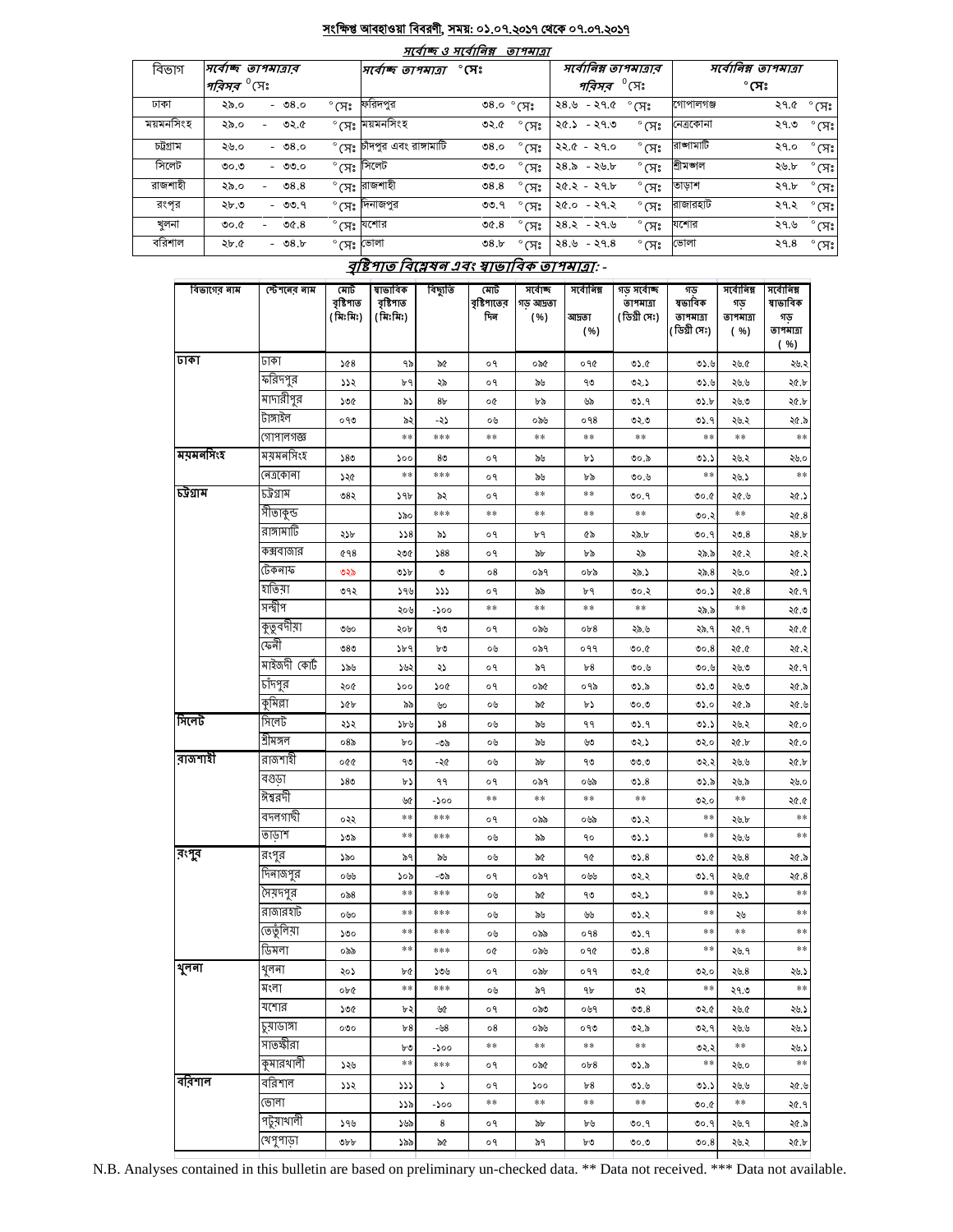## সংক্ষিপ্ত আবহাওয়া বিবরণী, সময়: ০১.০৭.২০১৭ থেকে ০৭.০৭.২০১৭

### সর্বোচ্চ ও সর্বোনিম্ন তাপমাত্রা

| বিভাগ | সর্বোচ্চ তাপমাত্রার পরিসর °সেঃ | সর্বোচ্চ তাপমাত্রা °সেঃ | | সর্বোনিম্ন তাপমাত্রার পরিসর °সেঃ | সর্বোনিম্ন তাপমাত্রা °সেঃ | |
|---|---|---|---|---|---|---|
| ঢাকা | ২৯.০ - ৩৪.০ °সেঃ | ফরিদপুর | ৩৪.০ °সেঃ | ২৪.৬ - ২৭.৫ °সেঃ | গোপালগঞ্জ | ২৭.৫ °সেঃ |
| ময়মনসিংহ | ২৯.০ - ৩২.৫ °সেঃ | ময়মনসিংহ | ৩২.৫ °সেঃ | ২৫.১ - ২৭.৩ °সেঃ | নেত্রকোনা | ২৭.৩ °সেঃ |
| চট্টগ্রাম | ২৬.০ - ৩৪.০ °সেঃ | চাঁদপুর এবং রাঙ্গামাটি | ৩৪.০ °সেঃ | ২২.৫ - ২৭.০ °সেঃ | রাঙ্গামাটি | ২৭.০ °সেঃ |
| সিলেট | ৩০.৩ - ৩৩.০ °সেঃ | সিলেট | ৩৩.০ °সেঃ | ২৪.৯ - ২৬.৮ °সেঃ | শ্রীমঙ্গল | ২৬.৮ °সেঃ |
| রাজশাহী | ২৯.০ - ৩৪.৪ °সেঃ | রাজশাহী | ৩৪.৪ °সেঃ | ২৫.২ - ২৭.৮ °সেঃ | তাড়াশ | ২৭.৮ °সেঃ |
| রংপুর | ২৮.৩ - ৩৩.৭ °সেঃ | দিনাজপুর | ৩৩.৭ °সেঃ | ২৫.০ - ২৭.২ °সেঃ | রাজারহাট | ২৭.২ °সেঃ |
| খুলনা | ৩০.৫ - ৩৫.৪ °সেঃ | যশোর | ৩৫.৪ °সেঃ | ২৪.২ - ২৭.৬ °সেঃ | যশোর | ২৭.৬ °সেঃ |
| বরিশাল | ২৮.৫ - ৩৪.৮ °সেঃ | ভোলা | ৩৪.৮ °সেঃ | ২৪.৬ - ২৭.৪ °সেঃ | ভোলা | ২৭.৪ °সেঃ |

### বৃষ্টিপাত বিশ্লেষন এবং স্বাভাবিক তাপমাত্রা: -

| বিভাগের নাম | স্টেশনের নাম | মোট বৃষ্টিপাত (মিঃমিঃ) | স্বাভাবিক বৃষ্টিপাত (মিঃমিঃ) | বিচ্যুতি | মোট বৃষ্টিপাতের দিন | সর্বোচ্চ গড় আদ্রতা (%) | সর্বোনিম্ন আদ্রতা (%) | গড় সর্বোচ্চ তাপমাত্রা (ডিগ্রী সেঃ) | গড় স্বাভাবিক তাপমাত্রা (ডিগ্রী সেঃ) | সর্বোনিম্ন গড় তাপমাত্রা (%) | সর্বোনিম্ন স্বাভাবিক গড় তাপমাত্রা (%) |
|---|---|---|---|---|---|---|---|---|---|---|---|
| ঢাকা | ঢাকা | ১৫৪ | ৭৯ | ৯৫ | ০৭ | ০৯৫ | ০৭৫ | ৩১.৫ | ৩১.৬ | ২৬.৫ | ২৬.২ |
| | ফরিদপুর | ১১২ | ৮৭ | ২৯ | ০৭ | ৯৬ | ৭৩ | ৩২.১ | ৩১.৬ | ২৬.৬ | ২৫.৮ |
| | মাদারীপুর | ১৩৫ | ৯১ | ৪৮ | ০৫ | ৮৯ | ৬৯ | ৩১.৭ | ৩১.৮ | ২৬.৩ | ২৫.৮ |
| | টাঙ্গাইল | ০৭৩ | ৯২ | -২১ | ০৬ | ০৯৬ | ০৭৪ | ৩২.৩ | ৩১.৭ | ২৬.২ | ২৫.৯ |
| | গোপালগঞ্জ | | ** | *** | ** | ** | ** | ** | ** | ** | ** |
| ময়মনসিংহ | ময়মনসিংহ | ১৪৩ | ১০০ | ৪৩ | ০৭ | ৯৬ | ৮১ | ৩০.৯ | ৩১.১ | ২৬.২ | ২৬.০ |
| | নেত্রকোনা | ১২৫ | ** | *** | ০৭ | ৯৬ | ৮৯ | ৩০.৬ | ** | ২৬.১ | ** |
| চট্টগ্রাম | চট্টগ্রাম | ৩৪২ | ১৭৮ | ৯২ | ০৭ | ** | ** | ৩০.৭ | ৩০.৫ | ২৫.৬ | ২৫.১ |
| | সীতাকুন্ড | | ১৯০ | *** | ** | ** | ** | ** | ৩০.২ | ** | ২৫.৪ |
| | রাঙ্গামাটি | ২১৮ | ১১৪ | ৯১ | ০৭ | ৮৭ | ৫৯ | ২৯.৮ | ৩০.৭ | ২৩.৪ | ২৪.৮ |
| | কক্সবাজার | ৫৭৪ | ২৩৫ | ১৪৪ | ০৭ | ৯৮ | ৮৯ | ২৯ | ২৯.৯ | ২৫.২ | ২৫.২ |
| | টেকনাফ | ৩২৯ | ৩১৮ | ৩ | ০৪ | ০৯৭ | ০৮৯ | ২৯.১ | ২৯.৪ | ২৬.০ | ২৫.১ |
| | হাতিয়া | ৩৭২ | ১৭৬ | ১১১ | ০৭ | ৯৯ | ৮৭ | ৩০.২ | ৩০.১ | ২৫.৪ | ২৫.৭ |
| | সন্দ্বীপ | | ২০৬ | -১০০ | ** | ** | ** | ** | ২৯.৯ | ** | ২৫.৩ |
| | কুতুবদীয়া | ৩৬০ | ২০৮ | ৭৩ | ০৭ | ০৯৬ | ০৮৪ | ২৯.৬ | ২৯.৭ | ২৫.৭ | ২৫.৫ |
| | ফেনী | ৩৪৩ | ১৮৭ | ৮৩ | ০৬ | ০৯৭ | ০৭৭ | ৩০.৫ | ৩০.৪ | ২৫.৫ | ২৫.২ |
| | মাইজদী কোর্ট | ১৯৬ | ১৬২ | ২১ | ০৭ | ৯৭ | ৮৪ | ৩০.৬ | ৩০.৬ | ২৬.৩ | ২৫.৭ |
| | চাঁদপুর | ২০৫ | ১০০ | ১০৫ | ০৭ | ০৯৫ | ০৭৯ | ৩১.৯ | ৩১.৩ | ২৬.৩ | ২৫.৯ |
| | কুমিল্লা | ১৫৮ | ৯৯ | ৬০ | ০৬ | ৯৫ | ৮১ | ৩০.৩ | ৩১.০ | ২৫.৯ | ২৫.৬ |
| সিলেট | সিলেট | ২১২ | ১৮৬ | ১৪ | ০৬ | ৯৬ | ৭৭ | ৩১.৭ | ৩১.১ | ২৬.২ | ২৫.০ |
| | শ্রীমঙ্গল | ০৪৯ | ৮০ | -৩৯ | ০৬ | ৯৬ | ৬৩ | ৩২.১ | ৩২.০ | ২৫.৮ | ২৫.০ |
| রাজশাহী | রাজশাহী | ০৫৫ | ৭৩ | -২৫ | ০৬ | ৯৮ | ৭৩ | ৩৩.৩ | ৩২.২ | ২৬.৬ | ২৫.৮ |
| | বগুড়া | ১৪৩ | ৮১ | ৭৭ | ০৭ | ০৯৭ | ০৬৯ | ৩১.৪ | ৩১.৯ | ২৬.৯ | ২৬.০ |
| | ঈশ্বরদী | | ৬৫ | -১০০ | ** | ** | ** | ** | ৩২.০ | ** | ২৫.৫ |
| | বদলগাছী | ০২২ | ** | *** | ০৭ | ০৯৯ | ০৬৯ | ৩১.২ | ** | ২৬.৮ | ** |
| | তাড়াশ | ১৩৯ | ** | *** | ০৬ | ৯৯ | ৭০ | ৩১.১ | ** | ২৬.৬ | ** |
| রংপুর | রংপুর | ১৯০ | ৯৭ | ৯৬ | ০৬ | ৯৫ | ৭৫ | ৩১.৪ | ৩১.৫ | ২৬.৪ | ২৫.৯ |
| | দিনাজপুর | ০৬৬ | ১০৯ | -৩৯ | ০৭ | ০৯৭ | ০৬৬ | ৩২.২ | ৩১.৭ | ২৬.৫ | ২৫.৪ |
| | সৈয়দপুর | ০৯৪ | ** | *** | ০৬ | ৯৫ | ৭৩ | ৩২.১ | ** | ২৬.১ | ** |
| | রাজারহাট | ০৬০ | ** | *** | ০৬ | ৯৬ | ৬৬ | ৩১.২ | ** | ২৬ | ** |
| | তেতুলিয়া | ১৩০ | ** | *** | ০৬ | ০৯৯ | ০৭৪ | ৩১.৭ | ** | ** | ** |
| | ডিমলা | ০৯৯ | ** | *** | ০৫ | ০৯৬ | ০৭৫ | ৩১.৪ | ** | ২৬.৭ | ** |
| খুলনা | খুলনা | ২০১ | ৮৫ | ১৩৬ | ০৭ | ০৯৮ | ০৭৭ | ৩২.৫ | ৩২.০ | ২৬.৪ | ২৬.১ |
| | মংলা | ০৮৫ | ** | *** | ০৬ | ৯৭ | ৭৮ | ৩২ | ** | ২৭.৩ | ** |
| | যশোর | ১৩৫ | ৮২ | ৬৫ | ০৭ | ০৯৩ | ০৬৭ | ৩৩.৪ | ৩২.৫ | ২৬.৫ | ২৬.১ |
| | চুয়াডাঙ্গা | ০৩০ | ৮৪ | -৬৪ | ০৪ | ০৯৬ | ০৭৩ | ৩২.৯ | ৩২.৭ | ২৬.৬ | ২৬.১ |
| | সাতক্ষীরা | | ৮৩ | -১০০ | ** | ** | ** | ** | ৩২.২ | ** | ২৬.১ |
| | কুমারখালী | ১২৬ | ** | *** | ০৭ | ০৯৫ | ০৮৪ | ৩১.৯ | ** | ২৬.০ | ** |
| বরিশাল | বরিশাল | ১১২ | ১১১ | ১ | ০৭ | ১০০ | ৮৪ | ৩১.৬ | ৩১.১ | ২৬.৬ | ২৫.৬ |
| | ভোলা | | ১১৯ | -১০০ | ** | ** | ** | ** | ৩০.৫ | ** | ২৫.৭ |
| | পটুয়াখালী | ১৭৬ | ১৬৯ | ৪ | ০৭ | ৯৮ | ৮৬ | ৩০.৭ | ৩০.৭ | ২৬.৭ | ২৫.৯ |
| | খেপুপাড়া | ৩৮৮ | ১৯৯ | ৯৫ | ০৭ | ৯৭ | ৮৩ | ৩০.৩ | ৩০.৪ | ২৬.২ | ২৫.৮ |

N.B. Analyses contained in this bulletin are based on preliminary un-checked data. ** Data not received. *** Data not available.